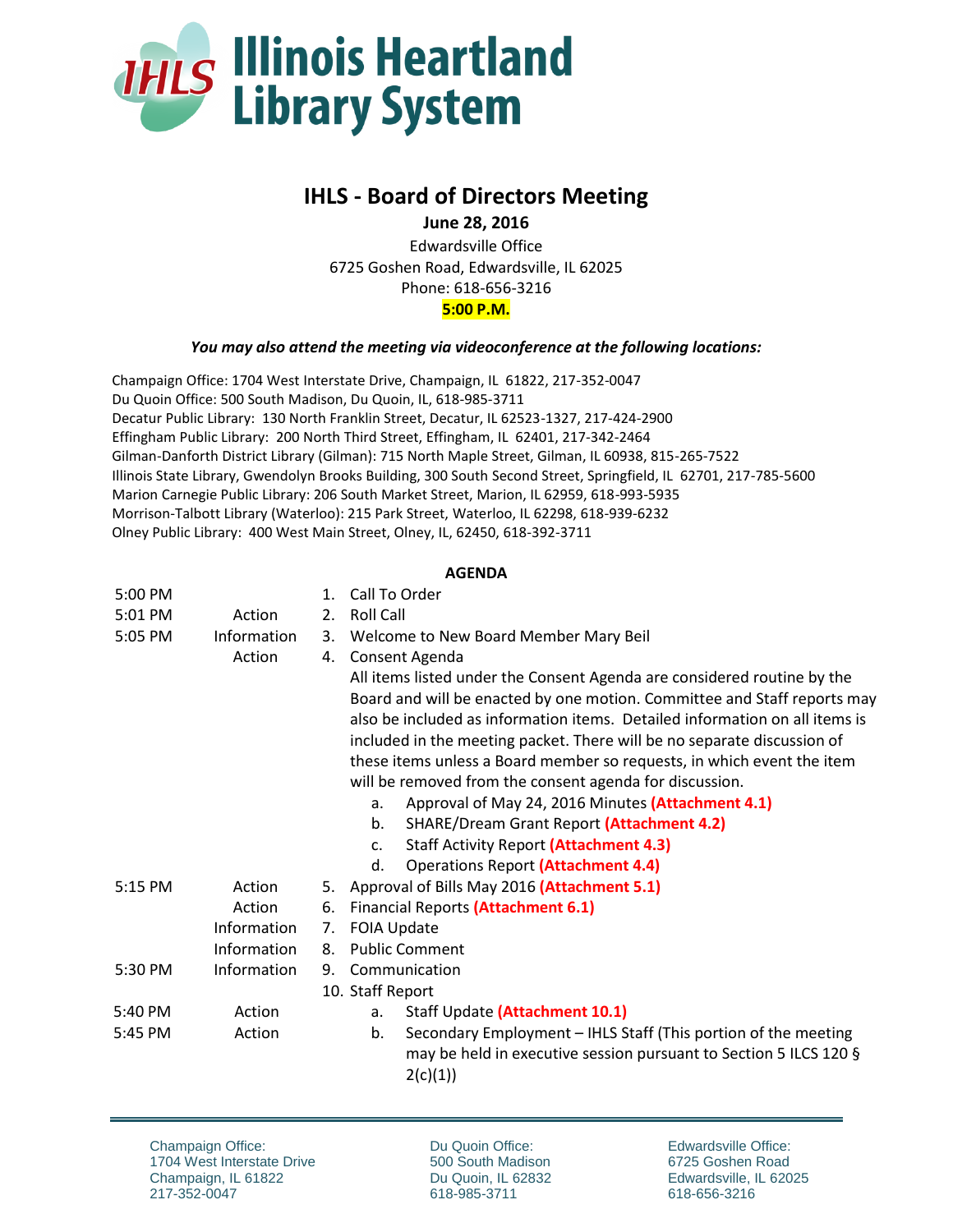# Illinois Heartland Library System

## IHLS - Board of Directors Meeting

**June 28, 2016**

Edwardsville Office
6725 Goshen Road, Edwardsville, IL 62025
Phone: 618-656-3216
**5:00 P.M.**

***You may also attend the meeting via videoconference at the following locations:***

Champaign Office: 1704 West Interstate Drive, Champaign, IL 61822, 217-352-0047
Du Quoin Office: 500 South Madison, Du Quoin, IL, 618-985-3711
Decatur Public Library: 130 North Franklin Street, Decatur, IL 62523-1327, 217-424-2900
Effingham Public Library: 200 North Third Street, Effingham, IL 62401, 217-342-2464
Gilman-Danforth District Library (Gilman): 715 North Maple Street, Gilman, IL 60938, 815-265-7522
Illinois State Library, Gwendolyn Brooks Building, 300 South Second Street, Springfield, IL 62701, 217-785-5600
Marion Carnegie Public Library: 206 South Market Street, Marion, IL 62959, 618-993-5935
Morrison-Talbott Library (Waterloo): 215 Park Street, Waterloo, IL 62298, 618-939-6232
Olney Public Library: 400 West Main Street, Olney, IL, 62450, 618-392-3711

**AGENDA**

| Time | Type | Item |
|---|---|---|
| 5:00 PM | | 1. Call To Order |
| 5:01 PM | Action | 2. Roll Call |
| 5:05 PM | Information | 3. Welcome to New Board Member Mary Beil |
| | Action | 4. Consent Agenda<br>All items listed under the Consent Agenda are considered routine by the Board and will be enacted by one motion. Committee and Staff reports may also be included as information items. Detailed information on all items is included in the meeting packet. There will be no separate discussion of these items unless a Board member so requests, in which event the item will be removed from the consent agenda for discussion.<br>a. Approval of May 24, 2016 Minutes **(Attachment 4.1)**<br>b. SHARE/Dream Grant Report **(Attachment 4.2)**<br>c. Staff Activity Report **(Attachment 4.3)**<br>d. Operations Report **(Attachment 4.4)** |
| 5:15 PM | Action | 5. Approval of Bills May 2016 **(Attachment 5.1)** |
| | Action | 6. Financial Reports **(Attachment 6.1)** |
| | Information | 7. FOIA Update |
| | Information | 8. Public Comment |
| 5:30 PM | Information | 9. Communication |
| | | 10. Staff Report |
| 5:40 PM | Action | a. Staff Update **(Attachment 10.1)** |
| 5:45 PM | Action | b. Secondary Employment – IHLS Staff (This portion of the meeting may be held in executive session pursuant to Section 5 ILCS 120 § 2(c)(1)) |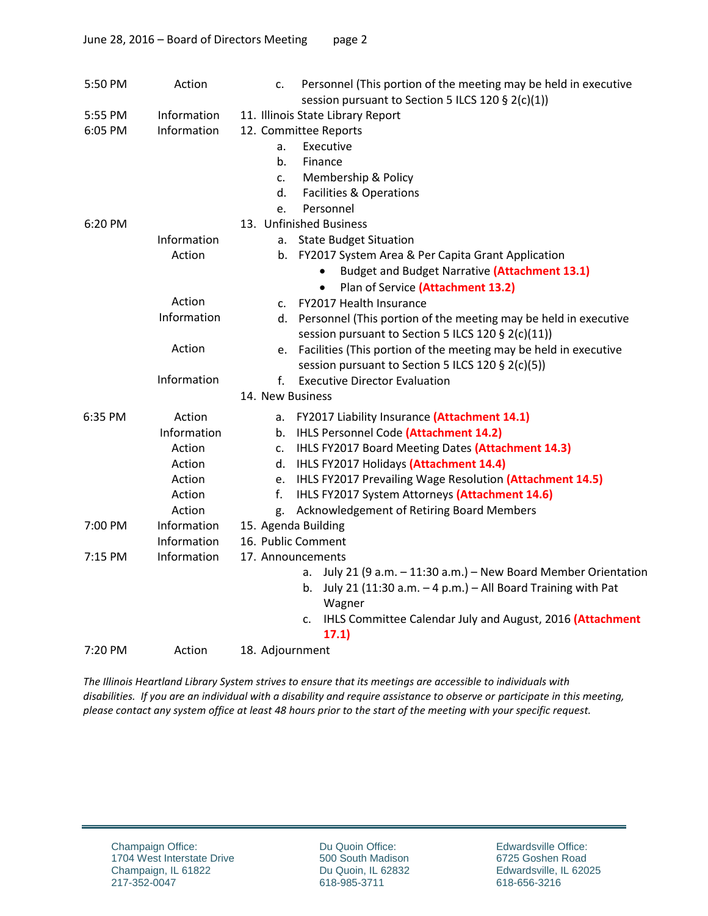| | | |
|---|---|---|
| 5:50 PM | Action | c. Personnel (This portion of the meeting may be held in executive session pursuant to Section 5 ILCS 120 § 2(c)(1)) |
| 5:55 PM | Information | 11. Illinois State Library Report |
| 6:05 PM | Information | 12. Committee Reports |
| | | a. Executive |
| | | b. Finance |
| | | c. Membership & Policy |
| | | d. Facilities & Operations |
| | | e. Personnel |
| 6:20 PM | | 13. Unfinished Business |
| | Information | a. State Budget Situation |
| | Action | b. FY2017 System Area & Per Capita Grant Application<br>• Budget and Budget Narrative **(Attachment 13.1)**<br>• Plan of Service **(Attachment 13.2)** |
| | Action | c. FY2017 Health Insurance |
| | Information | d. Personnel (This portion of the meeting may be held in executive session pursuant to Section 5 ILCS 120 § 2(c)(11)) |
| | Action | e. Facilities (This portion of the meeting may be held in executive session pursuant to Section 5 ILCS 120 § 2(c)(5)) |
| | Information | f. Executive Director Evaluation |
| | | 14. New Business |
| 6:35 PM | Action | a. FY2017 Liability Insurance **(Attachment 14.1)** |
| | Information | b. IHLS Personnel Code **(Attachment 14.2)** |
| | Action | c. IHLS FY2017 Board Meeting Dates **(Attachment 14.3)** |
| | Action | d. IHLS FY2017 Holidays **(Attachment 14.4)** |
| | Action | e. IHLS FY2017 Prevailing Wage Resolution **(Attachment 14.5)** |
| | Action | f. IHLS FY2017 System Attorneys **(Attachment 14.6)** |
| | Action | g. Acknowledgement of Retiring Board Members |
| 7:00 PM | Information | 15. Agenda Building |
| | Information | 16. Public Comment |
| 7:15 PM | Information | 17. Announcements<br>a. July 21 (9 a.m. – 11:30 a.m.) – New Board Member Orientation<br>b. July 21 (11:30 a.m. – 4 p.m.) – All Board Training with Pat Wagner<br>c. IHLS Committee Calendar July and August, 2016 **(Attachment 17.1)** |
| 7:20 PM | Action | 18. Adjournment |

*The Illinois Heartland Library System strives to ensure that its meetings are accessible to individuals with disabilities. If you are an individual with a disability and require assistance to observe or participate in this meeting, please contact any system office at least 48 hours prior to the start of the meeting with your specific request.*

Champaign Office:
1704 West Interstate Drive
Champaign, IL 61822
217-352-0047

Du Quoin Office:
500 South Madison
Du Quoin, IL 62832
618-985-3711

Edwardsville Office:
6725 Goshen Road
Edwardsville, IL 62025
618-656-3216